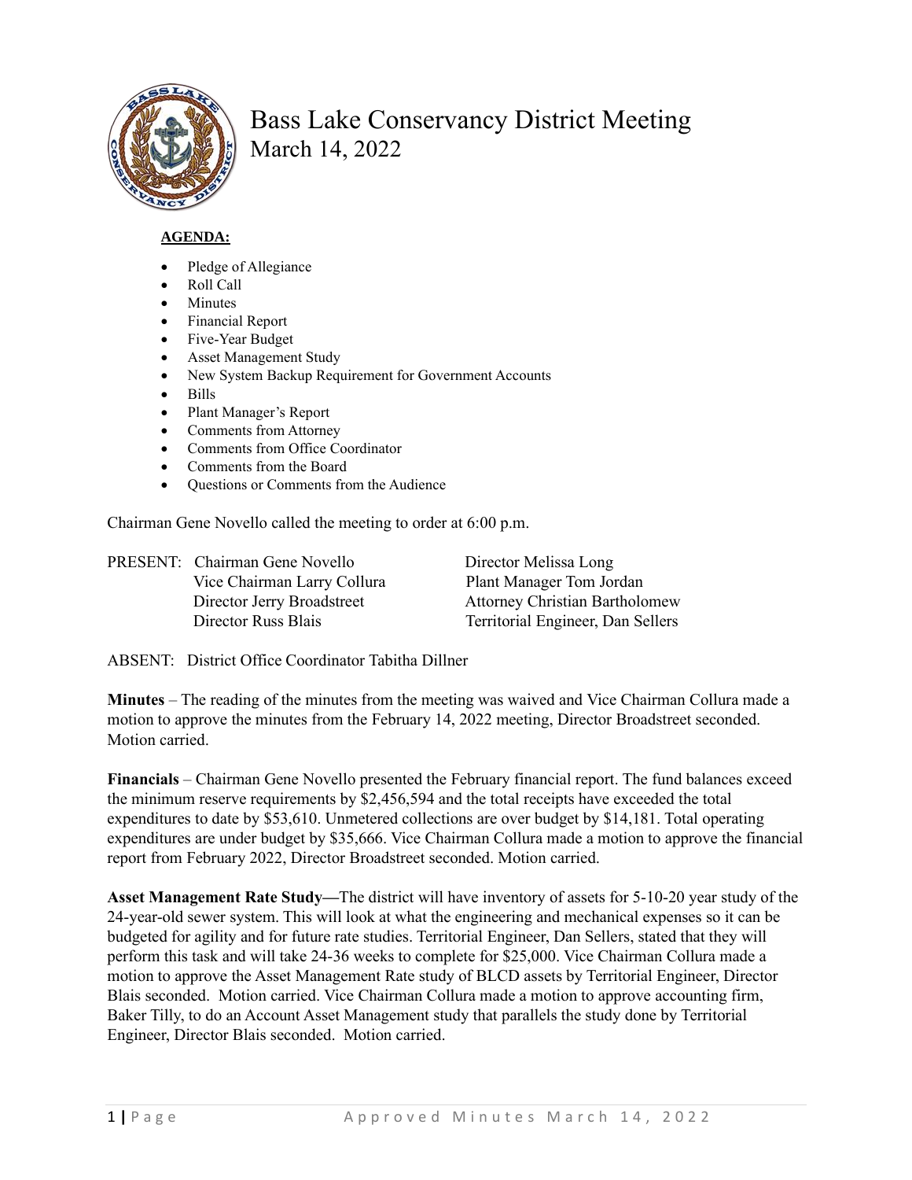# Bass Lake Conservancy District Meeting

March 14, 2022

**AGENDA:**

- Pledge of Allegiance
- Roll Call
- Minutes
- Financial Report
- Five-Year Budget
- Asset Management Study
- New System Backup Requirement for Government Accounts
- Bills
- Plant Manager's Report
- Comments from Attorney
- Comments from Office Coordinator
- Comments from the Board
- Questions or Comments from the Audience

Chairman Gene Novello called the meeting to order at 6:00 p.m.

PRESENT: Chairman Gene Novello
Vice Chairman Larry Collura
Director Jerry Broadstreet
Director Russ Blais
Director Melissa Long
Plant Manager Tom Jordan
Attorney Christian Bartholomew
Territorial Engineer, Dan Sellers

ABSENT: District Office Coordinator Tabitha Dillner

**Minutes** – The reading of the minutes from the meeting was waived and Vice Chairman Collura made a motion to approve the minutes from the February 14, 2022 meeting, Director Broadstreet seconded. Motion carried.

**Financials** – Chairman Gene Novello presented the February financial report. The fund balances exceed the minimum reserve requirements by $2,456,594 and the total receipts have exceeded the total expenditures to date by $53,610. Unmetered collections are over budget by $14,181. Total operating expenditures are under budget by $35,666. Vice Chairman Collura made a motion to approve the financial report from February 2022, Director Broadstreet seconded. Motion carried.

**Asset Management Rate Study—**The district will have inventory of assets for 5-10-20 year study of the 24-year-old sewer system. This will look at what the engineering and mechanical expenses so it can be budgeted for agility and for future rate studies. Territorial Engineer, Dan Sellers, stated that they will perform this task and will take 24-36 weeks to complete for $25,000. Vice Chairman Collura made a motion to approve the Asset Management Rate study of BLCD assets by Territorial Engineer, Director Blais seconded. Motion carried. Vice Chairman Collura made a motion to approve accounting firm, Baker Tilly, to do an Account Asset Management study that parallels the study done by Territorial Engineer, Director Blais seconded. Motion carried.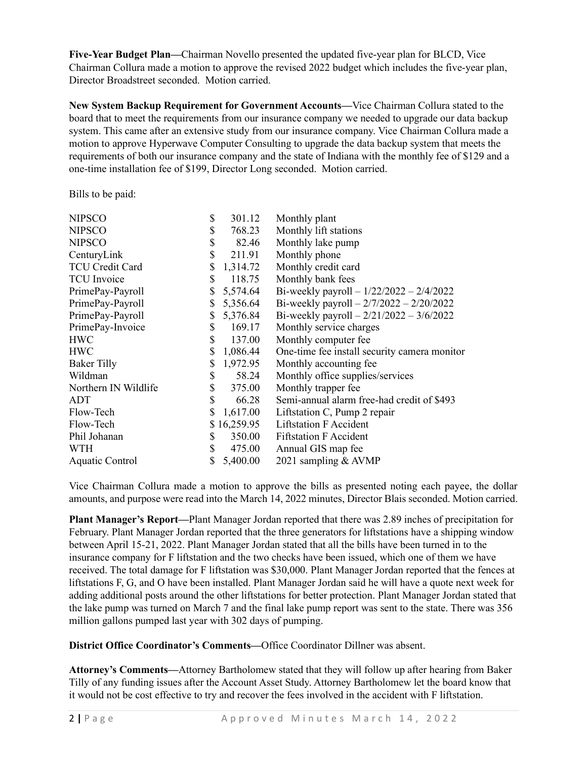**Five-Year Budget Plan—**Chairman Novello presented the updated five-year plan for BLCD, Vice Chairman Collura made a motion to approve the revised 2022 budget which includes the five-year plan, Director Broadstreet seconded. Motion carried.

**New System Backup Requirement for Government Accounts—**Vice Chairman Collura stated to the board that to meet the requirements from our insurance company we needed to upgrade our data backup system. This came after an extensive study from our insurance company. Vice Chairman Collura made a motion to approve Hyperwave Computer Consulting to upgrade the data backup system that meets the requirements of both our insurance company and the state of Indiana with the monthly fee of $129 and a one-time installation fee of $199, Director Long seconded. Motion carried.

Bills to be paid:

| | | |
|---|---|---|
| NIPSCO | $ 301.12 | Monthly plant |
| NIPSCO | $ 768.23 | Monthly lift stations |
| NIPSCO | $ 82.46 | Monthly lake pump |
| CenturyLink | $ 211.91 | Monthly phone |
| TCU Credit Card | $ 1,314.72 | Monthly credit card |
| TCU Invoice | $ 118.75 | Monthly bank fees |
| PrimePay-Payroll | $ 5,574.64 | Bi-weekly payroll – 1/22/2022 – 2/4/2022 |
| PrimePay-Payroll | $ 5,356.64 | Bi-weekly payroll – 2/7/2022 – 2/20/2022 |
| PrimePay-Payroll | $ 5,376.84 | Bi-weekly payroll – 2/21/2022 – 3/6/2022 |
| PrimePay-Invoice | $ 169.17 | Monthly service charges |
| HWC | $ 137.00 | Monthly computer fee |
| HWC | $ 1,086.44 | One-time fee install security camera monitor |
| Baker Tilly | $ 1,972.95 | Monthly accounting fee |
| Wildman | $ 58.24 | Monthly office supplies/services |
| Northern IN Wildlife | $ 375.00 | Monthly trapper fee |
| ADT | $ 66.28 | Semi-annual alarm free-had credit of $493 |
| Flow-Tech | $ 1,617.00 | Liftstation C, Pump 2 repair |
| Flow-Tech | $ 16,259.95 | Liftstation F Accident |
| Phil Johanan | $ 350.00 | Fiftstation F Accident |
| WTH | $ 475.00 | Annual GIS map fee |
| Aquatic Control | $ 5,400.00 | 2021 sampling & AVMP |

Vice Chairman Collura made a motion to approve the bills as presented noting each payee, the dollar amounts, and purpose were read into the March 14, 2022 minutes, Director Blais seconded. Motion carried.

**Plant Manager's Report—**Plant Manager Jordan reported that there was 2.89 inches of precipitation for February. Plant Manager Jordan reported that the three generators for liftstations have a shipping window between April 15-21, 2022. Plant Manager Jordan stated that all the bills have been turned in to the insurance company for F liftstation and the two checks have been issued, which one of them we have received. The total damage for F liftstation was $30,000. Plant Manager Jordan reported that the fences at liftstations F, G, and O have been installed. Plant Manager Jordan said he will have a quote next week for adding additional posts around the other liftstations for better protection. Plant Manager Jordan stated that the lake pump was turned on March 7 and the final lake pump report was sent to the state. There was 356 million gallons pumped last year with 302 days of pumping.

**District Office Coordinator's Comments—**Office Coordinator Dillner was absent.

**Attorney's Comments—**Attorney Bartholomew stated that they will follow up after hearing from Baker Tilly of any funding issues after the Account Asset Study. Attorney Bartholomew let the board know that it would not be cost effective to try and recover the fees involved in the accident with F liftstation.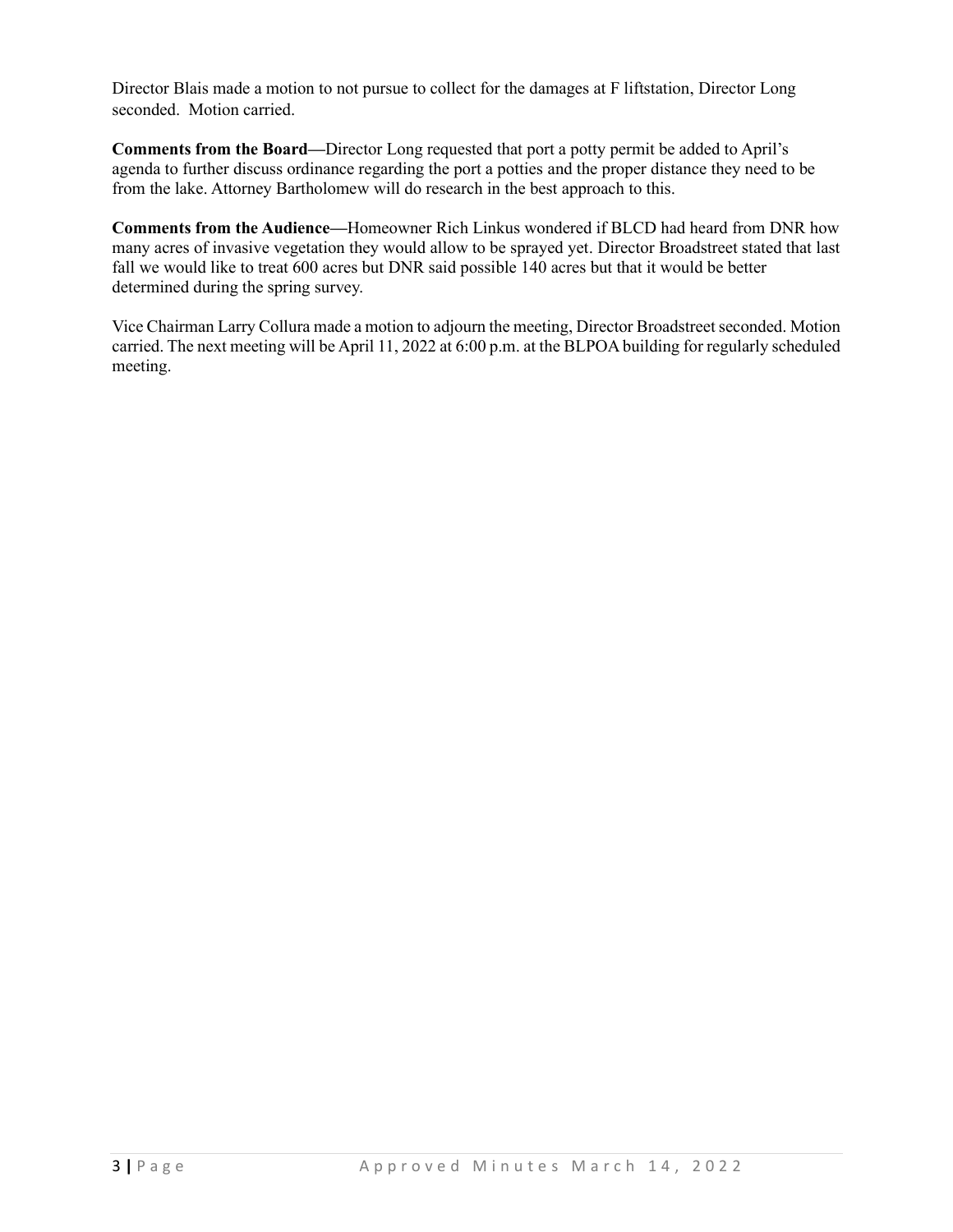Director Blais made a motion to not pursue to collect for the damages at F liftstation, Director Long seconded. Motion carried.

**Comments from the Board—**Director Long requested that port a potty permit be added to April's agenda to further discuss ordinance regarding the port a potties and the proper distance they need to be from the lake. Attorney Bartholomew will do research in the best approach to this.

**Comments from the Audience—**Homeowner Rich Linkus wondered if BLCD had heard from DNR how many acres of invasive vegetation they would allow to be sprayed yet. Director Broadstreet stated that last fall we would like to treat 600 acres but DNR said possible 140 acres but that it would be better determined during the spring survey.

Vice Chairman Larry Collura made a motion to adjourn the meeting, Director Broadstreet seconded. Motion carried. The next meeting will be April 11, 2022 at 6:00 p.m. at the BLPOA building for regularly scheduled meeting.